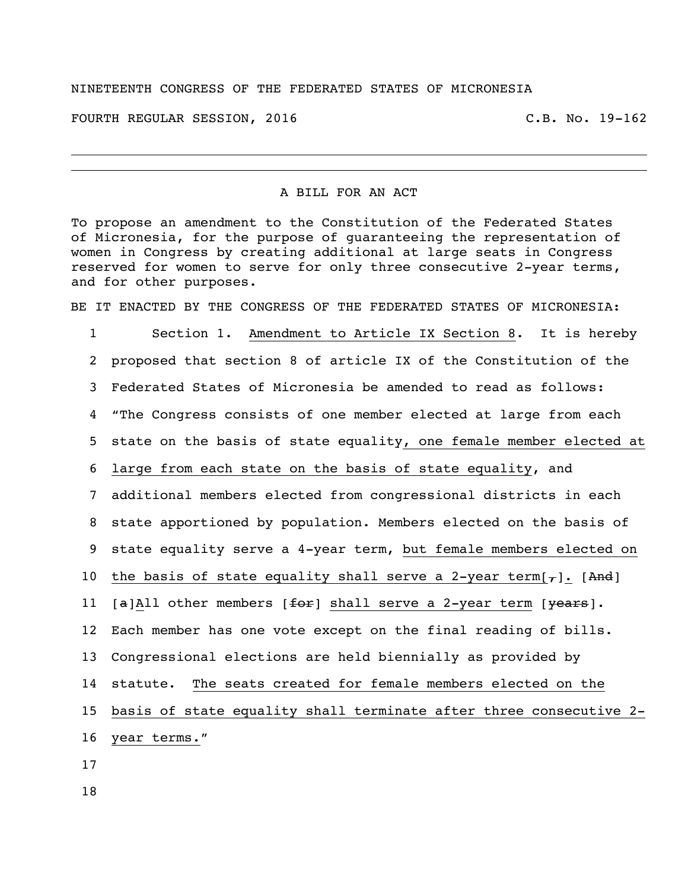NINETEENTH CONGRESS OF THE FEDERATED STATES OF MICRONESIA

FOURTH REGULAR SESSION, 2016 C.B. No. 19-162

---

A BILL FOR AN ACT

To propose an amendment to the Constitution of the Federated States of Micronesia, for the purpose of guaranteeing the representation of women in Congress by creating additional at large seats in Congress reserved for women to serve for only three consecutive 2-year terms, and for other purposes.

BE IT ENACTED BY THE CONGRESS OF THE FEDERATED STATES OF MICRONESIA:

1 Section 1. <u>Amendment to Article IX Section 8</u>. It is hereby
2 proposed that section 8 of article IX of the Constitution of the
3 Federated States of Micronesia be amended to read as follows:
4 "The Congress consists of one member elected at large from each
5 state on the basis of state equality<u>, one female member elected at</u>
6 <u>large from each state on the basis of state equality</u>, and
7 additional members elected from congressional districts in each
8 state apportioned by population. Members elected on the basis of
9 state equality serve a 4-year term, <u>but female members elected on</u>
10 <u>the basis of state equality shall serve a 2-year term</u>[~~,~~]<u>.</u> [~~And~~]
11 [~~a~~]<u>A</u>ll other members [~~for~~] <u>shall serve a 2-year term</u> [~~years~~].
12 Each member has one vote except on the final reading of bills.
13 Congressional elections are held biennially as provided by
14 statute. <u>The seats created for female members elected on the</u>
15 <u>basis of state equality shall terminate after three consecutive 2-</u>
16 <u>year terms.</u>"
17
18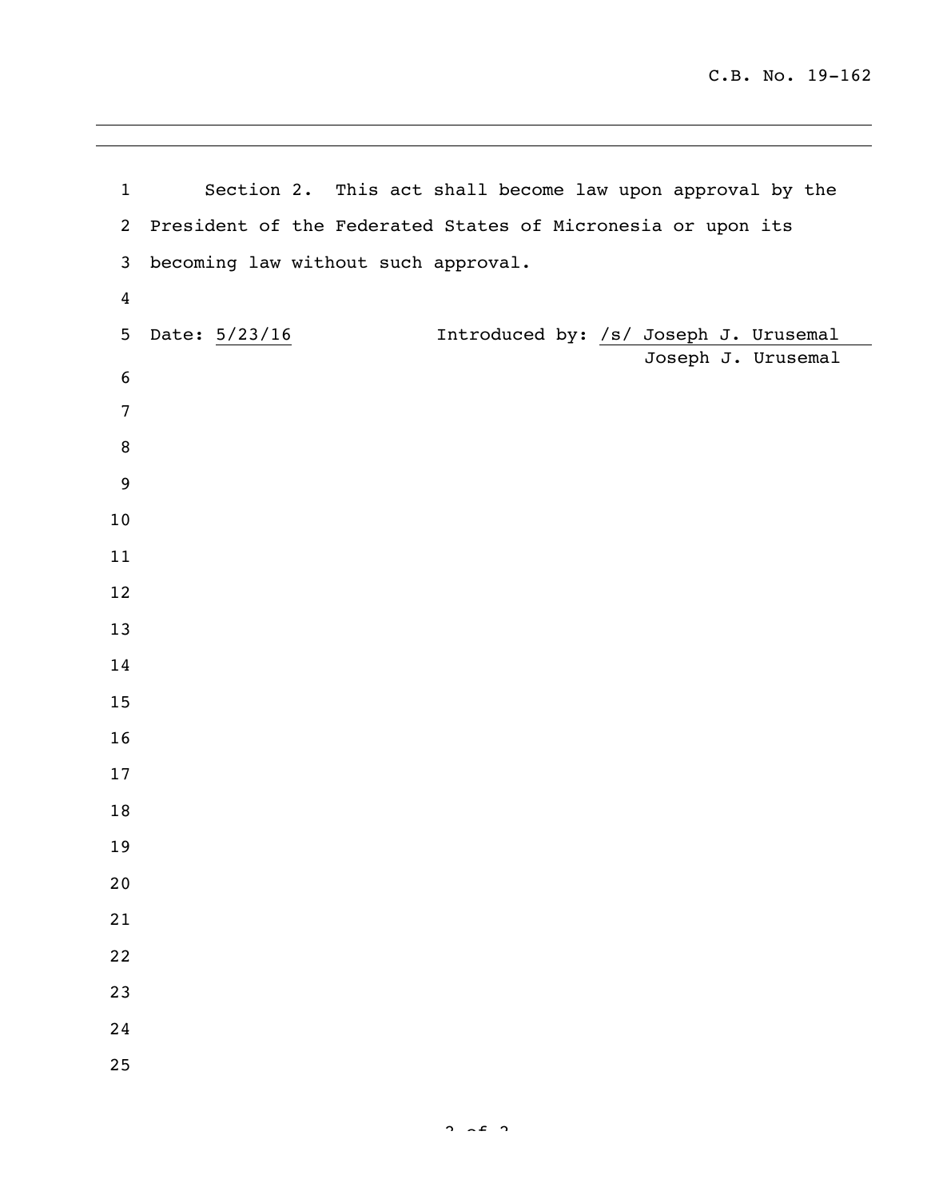Section 2. This act shall become law upon approval by the President of the Federated States of Micronesia or upon its becoming law without such approval.

Date: 5/23/16

Introduced by: /s/ Joseph J. Urusemal

Joseph J. Urusemal